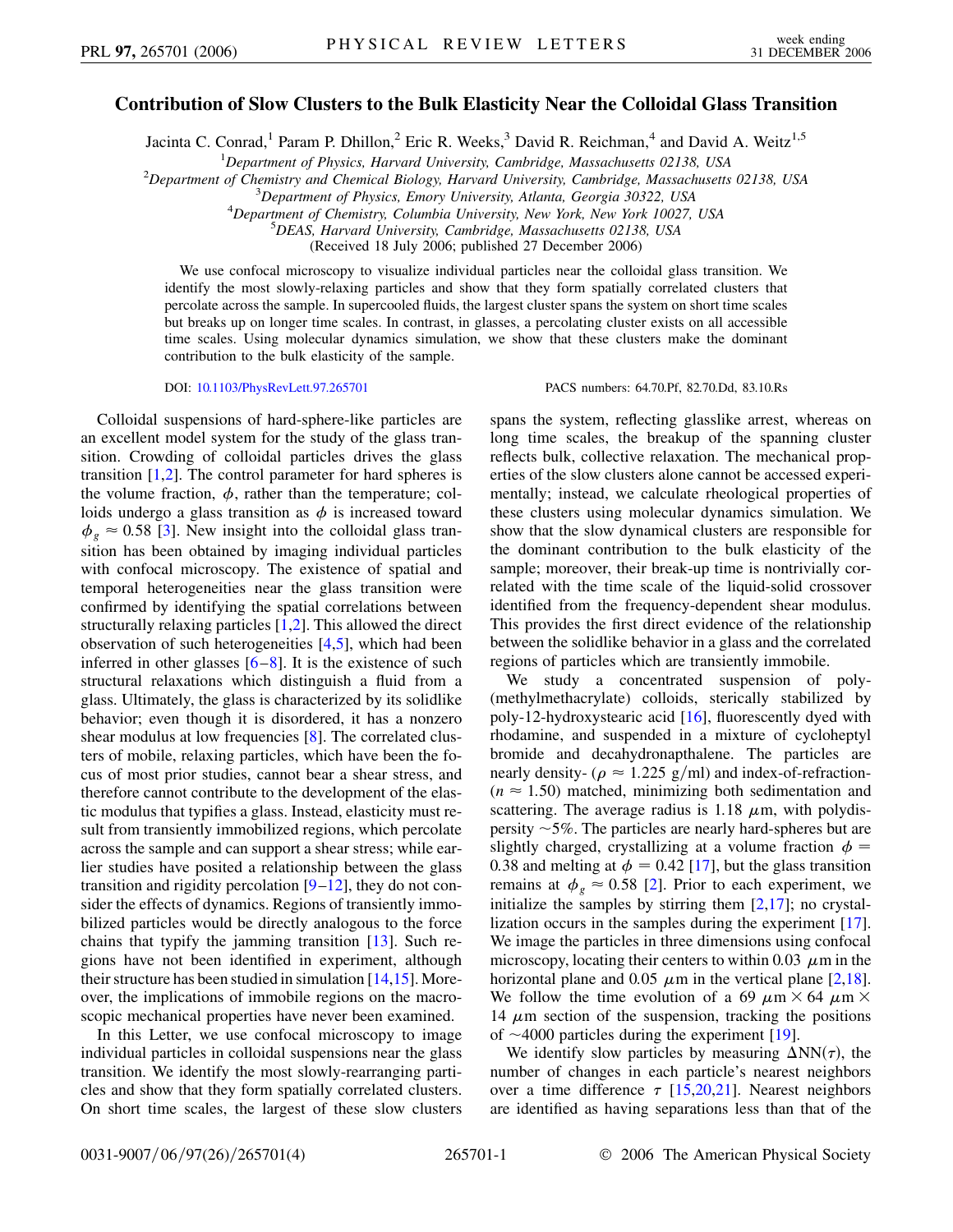# Contribution of Slow Clusters to the Bulk Elasticity Near the Colloidal Glass Transition

Jacinta C. Conrad,[1] Param P. Dhillon,[2] Eric R. Weeks,[3] David R. Reichman,[4] and David A. Weitz[1,5]

[1]Department of Physics, Harvard University, Cambridge, Massachusetts 02138, USA
[2]Department of Chemistry and Chemical Biology, Harvard University, Cambridge, Massachusetts 02138, USA
[3]Department of Physics, Emory University, Atlanta, Georgia 30322, USA
[4]Department of Chemistry, Columbia University, New York, New York 10027, USA
[5]DEAS, Harvard University, Cambridge, Massachusetts 02138, USA

(Received 18 July 2006; published 27 December 2006)

We use confocal microscopy to visualize individual particles near the colloidal glass transition. We identify the most slowly-relaxing particles and show that they form spatially correlated clusters that percolate across the sample. In supercooled fluids, the largest cluster spans the system on short time scales but breaks up on longer time scales. In contrast, in glasses, a percolating cluster exists on all accessible time scales. Using molecular dynamics simulation, we show that these clusters make the dominant contribution to the bulk elasticity of the sample.

DOI: 10.1103/PhysRevLett.97.265701

PACS numbers: 64.70.Pf, 82.70.Dd, 83.10.Rs

Colloidal suspensions of hard-sphere-like particles are an excellent model system for the study of the glass transition. Crowding of colloidal particles drives the glass transition [1,2]. The control parameter for hard spheres is the volume fraction, $\phi$, rather than the temperature; colloids undergo a glass transition as $\phi$ is increased toward $\phi_g \approx 0.58$ [3]. New insight into the colloidal glass transition has been obtained by imaging individual particles with confocal microscopy. The existence of spatial and temporal heterogeneities near the glass transition were confirmed by identifying the spatial correlations between structurally relaxing particles [1,2]. This allowed the direct observation of such heterogeneities [4,5], which had been inferred in other glasses [6–8]. It is the existence of such structural relaxations which distinguish a fluid from a glass. Ultimately, the glass is characterized by its solidlike behavior; even though it is disordered, it has a nonzero shear modulus at low frequencies [8]. The correlated clusters of mobile, relaxing particles, which have been the focus of most prior studies, cannot bear a shear stress, and therefore cannot contribute to the development of the elastic modulus that typifies a glass. Instead, elasticity must result from transiently immobilized regions, which percolate across the sample and can support a shear stress; while earlier studies have posited a relationship between the glass transition and rigidity percolation [9–12], they do not consider the effects of dynamics. Regions of transiently immobilized particles would be directly analogous to the force chains that typify the jamming transition [13]. Such regions have not been identified in experiment, although their structure has been studied in simulation [14,15]. Moreover, the implications of immobile regions on the macroscopic mechanical properties have never been examined.

In this Letter, we use confocal microscopy to image individual particles in colloidal suspensions near the glass transition. We identify the most slowly-rearranging particles and show that they form spatially correlated clusters. On short time scales, the largest of these slow clusters spans the system, reflecting glasslike arrest, whereas on long time scales, the breakup of the spanning cluster reflects bulk, collective relaxation. The mechanical properties of the slow clusters alone cannot be accessed experimentally; instead, we calculate rheological properties of these clusters using molecular dynamics simulation. We show that the slow dynamical clusters are responsible for the dominant contribution to the bulk elasticity of the sample; moreover, their break-up time is nontrivially correlated with the time scale of the liquid-solid crossover identified from the frequency-dependent shear modulus. This provides the first direct evidence of the relationship between the solidlike behavior in a glass and the correlated regions of particles which are transiently immobile.

We study a concentrated suspension of poly-(methylmethacrylate) colloids, sterically stabilized by poly-12-hydroxystearic acid [16], fluorescently dyed with rhodamine, and suspended in a mixture of cycloheptyl bromide and decahydronapthalene. The particles are nearly density- ($\rho \approx 1.225$ g/ml) and index-of-refraction- ($n \approx 1.50$) matched, minimizing both sedimentation and scattering. The average radius is 1.18 $\mu$m, with polydispersity ~5%. The particles are nearly hard-spheres but are slightly charged, crystallizing at a volume fraction $\phi = 0.38$ and melting at $\phi = 0.42$ [17], but the glass transition remains at $\phi_g \approx 0.58$ [2]. Prior to each experiment, we initialize the samples by stirring them [2,17]; no crystallization occurs in the samples during the experiment [17]. We image the particles in three dimensions using confocal microscopy, locating their centers to within 0.03 $\mu$m in the horizontal plane and 0.05 $\mu$m in the vertical plane [2,18]. We follow the time evolution of a 69 $\mu$m × 64 $\mu$m × 14 $\mu$m section of the suspension, tracking the positions of ~4000 particles during the experiment [19].

We identify slow particles by measuring $\Delta\text{NN}(\tau)$, the number of changes in each particle's nearest neighbors over a time difference $\tau$ [15,20,21]. Nearest neighbors are identified as having separations less than that of the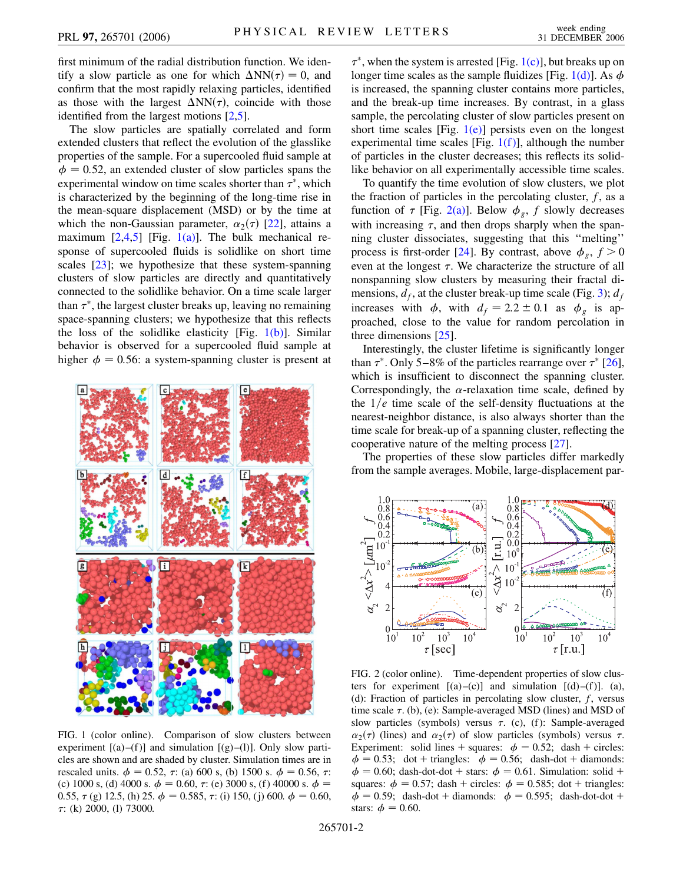first minimum of the radial distribution function. We identify a slow particle as one for which $\Delta\text{NN}(\tau) = 0$, and confirm that the most rapidly relaxing particles, identified as those with the largest $\Delta\text{NN}(\tau)$, coincide with those identified from the largest motions [2,5].

The slow particles are spatially correlated and form extended clusters that reflect the evolution of the glasslike properties of the sample. For a supercooled fluid sample at $\phi = 0.52$, an extended cluster of slow particles spans the experimental window on time scales shorter than $\tau^*$, which is characterized by the beginning of the long-time rise in the mean-square displacement (MSD) or by the time at which the non-Gaussian parameter, $\alpha_2(\tau)$ [22], attains a maximum [2,4,5] [Fig. 1(a)]. The bulk mechanical response of supercooled fluids is solidlike on short time scales [23]; we hypothesize that these system-spanning clusters of slow particles are directly and quantitatively connected to the solidlike behavior. On a time scale larger than $\tau^*$, the largest cluster breaks up, leaving no remaining space-spanning clusters; we hypothesize that this reflects the loss of the solidlike elasticity [Fig. 1(b)]. Similar behavior is observed for a supercooled fluid sample at higher $\phi = 0.56$: a system-spanning cluster is present at $\tau^*$, when the system is arrested [Fig. 1(c)], but breaks up on longer time scales as the sample fluidizes [Fig. 1(d)]. As $\phi$ is increased, the spanning cluster contains more particles, and the break-up time increases. By contrast, in a glass sample, the percolating cluster of slow particles present on short time scales [Fig. 1(e)] persists even on the longest experimental time scales [Fig. 1(f)], although the number of particles in the cluster decreases; this reflects its solid-like behavior on all experimentally accessible time scales.

FIG. 1 (color online). Comparison of slow clusters between experiment [(a)–(f)] and simulation [(g)–(l)]. Only slow particles are shown and are shaded by cluster. Simulation times are in rescaled units. $\phi = 0.52$, $\tau$: (a) 600 s, (b) 1500 s. $\phi = 0.56$, $\tau$: (c) 1000 s, (d) 4000 s. $\phi = 0.60$, $\tau$: (e) 3000 s, (f) 40000 s. $\phi = 0.55$, $\tau$ (g) 12.5, (h) 25. $\phi = 0.585$, $\tau$: (i) 150, (j) 600. $\phi = 0.60$, $\tau$: (k) 2000, (l) 73000.

To quantify the time evolution of slow clusters, we plot the fraction of particles in the percolating cluster, $f$, as a function of $\tau$ [Fig. 2(a)]. Below $\phi_g$, $f$ slowly decreases with increasing $\tau$, and then drops sharply when the spanning cluster dissociates, suggesting that this "melting" process is first-order [24]. By contrast, above $\phi_g$, $f > 0$ even at the longest $\tau$. We characterize the structure of all nonspanning slow clusters by measuring their fractal dimensions, $d_f$, at the cluster break-up time scale (Fig. 3); $d_f$ increases with $\phi$, with $d_f = 2.2 \pm 0.1$ as $\phi_g$ is approached, close to the value for random percolation in three dimensions [25].

Interestingly, the cluster lifetime is significantly longer than $\tau^*$. Only 5–8% of the particles rearrange over $\tau^*$ [26], which is insufficient to disconnect the spanning cluster. Correspondingly, the $\alpha$-relaxation time scale, defined by the $1/e$ time scale of the self-density fluctuations at the nearest-neighbor distance, is also always shorter than the time scale for break-up of a spanning cluster, reflecting the cooperative nature of the melting process [27].

The properties of these slow particles differ markedly from the sample averages. Mobile, large-displacement par-

FIG. 2 (color online). Time-dependent properties of slow clusters for experiment [(a)–(c)] and simulation [(d)–(f)]. (a), (d): Fraction of particles in percolating slow cluster, $f$, versus time scale $\tau$. (b), (e): Sample-averaged MSD (lines) and MSD of slow particles (symbols) versus $\tau$. (c), (f): Sample-averaged $\alpha_2(\tau)$ (lines) and $\alpha_2(\tau)$ of slow particles (symbols) versus $\tau$. Experiment: solid lines + squares: $\phi = 0.52$; dash + circles: $\phi = 0.53$; dot + triangles: $\phi = 0.56$; dash-dot + diamonds: $\phi = 0.60$; dash-dot-dot + stars: $\phi = 0.61$. Simulation: solid + squares: $\phi = 0.57$; dash + circles: $\phi = 0.585$; dot + triangles: $\phi = 0.59$; dash-dot + diamonds: $\phi = 0.595$; dash-dot-dot + stars: $\phi = 0.60$.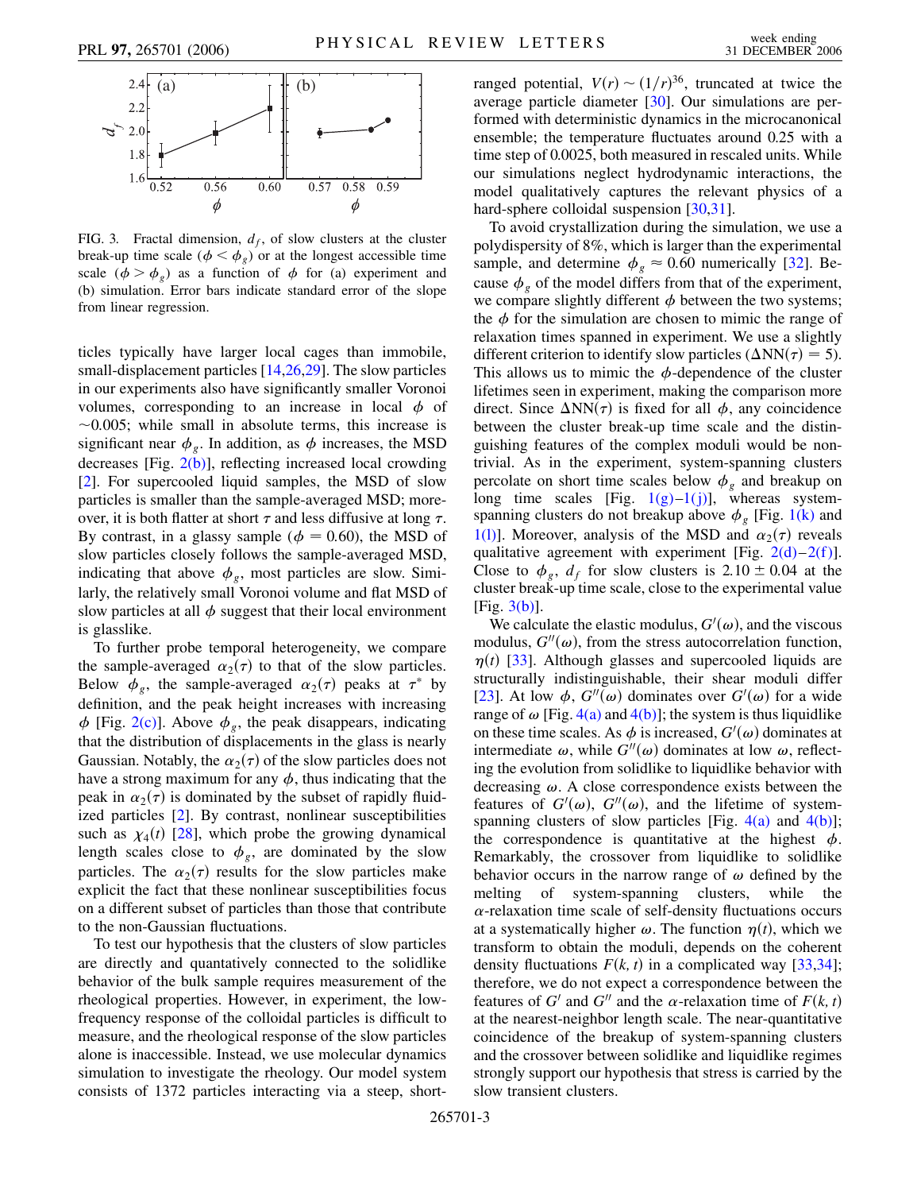FIG. 3. Fractal dimension, $d_f$, of slow clusters at the cluster break-up time scale ($\phi < \phi_g$) or at the longest accessible time scale ($\phi > \phi_g$) as a function of $\phi$ for (a) experiment and (b) simulation. Error bars indicate standard error of the slope from linear regression.

ticles typically have larger local cages than immobile, small-displacement particles [14,26,29]. The slow particles in our experiments also have significantly smaller Voronoi volumes, corresponding to an increase in local $\phi$ of $\sim$0.005; while small in absolute terms, this increase is significant near $\phi_g$. In addition, as $\phi$ increases, the MSD decreases [Fig. 2(b)], reflecting increased local crowding [2]. For supercooled liquid samples, the MSD of slow particles is smaller than the sample-averaged MSD; moreover, it is both flatter at short $\tau$ and less diffusive at long $\tau$. By contrast, in a glassy sample ($\phi = 0.60$), the MSD of slow particles closely follows the sample-averaged MSD, indicating that above $\phi_g$, most particles are slow. Similarly, the relatively small Voronoi volume and flat MSD of slow particles at all $\phi$ suggest that their local environment is glasslike.

To further probe temporal heterogeneity, we compare the sample-averaged $\alpha_2(\tau)$ to that of the slow particles. Below $\phi_g$, the sample-averaged $\alpha_2(\tau)$ peaks at $\tau^*$ by definition, and the peak height increases with increasing $\phi$ [Fig. 2(c)]. Above $\phi_g$, the peak disappears, indicating that the distribution of displacements in the glass is nearly Gaussian. Notably, the $\alpha_2(\tau)$ of the slow particles does not have a strong maximum for any $\phi$, thus indicating that the peak in $\alpha_2(\tau)$ is dominated by the subset of rapidly fluidized particles [2]. By contrast, nonlinear susceptibilities such as $\chi_4(t)$ [28], which probe the growing dynamical length scales close to $\phi_g$, are dominated by the slow particles. The $\alpha_2(\tau)$ results for the slow particles make explicit the fact that these nonlinear susceptibilities focus on a different subset of particles than those that contribute to the non-Gaussian fluctuations.

To test our hypothesis that the clusters of slow particles are directly and quantitatively connected to the solidlike behavior of the bulk sample requires measurement of the rheological properties. However, in experiment, the low-frequency response of the colloidal particles is difficult to measure, and the rheological response of the slow particles alone is inaccessible. Instead, we use molecular dynamics simulation to investigate the rheology. Our model system consists of 1372 particles interacting via a steep, short-ranged potential, $V(r) \sim (1/r)^{36}$, truncated at twice the average particle diameter [30]. Our simulations are performed with deterministic dynamics in the microcanonical ensemble; the temperature fluctuates around 0.25 with a time step of 0.0025, both measured in rescaled units. While our simulations neglect hydrodynamic interactions, the model qualitatively captures the relevant physics of a hard-sphere colloidal suspension [30,31].

To avoid crystallization during the simulation, we use a polydispersity of 8%, which is larger than the experimental sample, and determine $\phi_g \approx 0.60$ numerically [32]. Because $\phi_g$ of the model differs from that of the experiment, we compare slightly different $\phi$ between the two systems; the $\phi$ for the simulation are chosen to mimic the range of relaxation times spanned in experiment. We use a slightly different criterion to identify slow particles ($\Delta\mathrm{NN}(\tau) = 5$). This allows us to mimic the $\phi$-dependence of the cluster lifetimes seen in experiment, making the comparison more direct. Since $\Delta\mathrm{NN}(\tau)$ is fixed for all $\phi$, any coincidence between the cluster break-up time scale and the distinguishing features of the complex moduli would be nontrivial. As in the experiment, system-spanning clusters percolate on short time scales below $\phi_g$ and breakup on long time scales [Fig. 1(g)–1(j)], whereas system-spanning clusters do not breakup above $\phi_g$ [Fig. 1(k) and 1(l)]. Moreover, analysis of the MSD and $\alpha_2(\tau)$ reveals qualitative agreement with experiment [Fig. 2(d)–2(f)]. Close to $\phi_g$, $d_f$ for slow clusters is $2.10 \pm 0.04$ at the cluster break-up time scale, close to the experimental value [Fig. 3(b)].

We calculate the elastic modulus, $G'(\omega)$, and the viscous modulus, $G''(\omega)$, from the stress autocorrelation function, $\eta(t)$ [33]. Although glasses and supercooled liquids are structurally indistinguishable, their shear moduli differ [23]. At low $\phi$, $G''(\omega)$ dominates over $G'(\omega)$ for a wide range of $\omega$ [Fig. 4(a) and 4(b)]; the system is thus liquidlike on these time scales. As $\phi$ is increased, $G'(\omega)$ dominates at intermediate $\omega$, while $G''(\omega)$ dominates at low $\omega$, reflecting the evolution from solidlike to liquidlike behavior with decreasing $\omega$. A close correspondence exists between the features of $G'(\omega)$, $G''(\omega)$, and the lifetime of system-spanning clusters of slow particles [Fig. 4(a) and 4(b)]; the correspondence is quantitative at the highest $\phi$. Remarkably, the crossover from liquidlike to solidlike behavior occurs in the narrow range of $\omega$ defined by the melting of system-spanning clusters, while the $\alpha$-relaxation time scale of self-density fluctuations occurs at a systematically higher $\omega$. The function $\eta(t)$, which we transform to obtain the moduli, depends on the coherent density fluctuations $F(k, t)$ in a complicated way [33,34]; therefore, we do not expect a correspondence between the features of $G'$ and $G''$ and the $\alpha$-relaxation time of $F(k, t)$ at the nearest-neighbor length scale. The near-quantitative coincidence of the breakup of system-spanning clusters and the crossover between solidlike and liquidlike regimes strongly support our hypothesis that stress is carried by the slow transient clusters.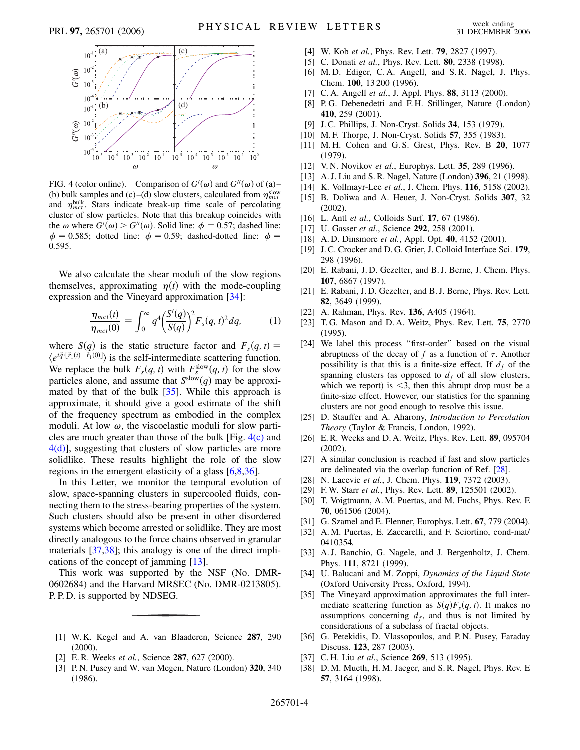(a)

(b)

(c)

(d)

$G'(\omega)$

$G''(\omega)$

$10^{-1}$ $10^{-2}$ $10^{-3}$ $10^{-4}$

$10^{-5}$ $10^{-4}$ $10^{-3}$ $10^{-2}$ $10^{-1}$ $10^{-5}$ $10^{-4}$ $10^{-3}$ $10^{-2}$ $10^{-1}$ $10^{0}$

$\omega$ $\omega$

FIG. 4 (color online). Comparison of $G'(\omega)$ and $G''(\omega)$ of (a)–(b) bulk samples and (c)–(d) slow clusters, calculated from $\eta_{mct}^{\text{slow}}$ and $\eta_{mct}^{\text{bulk}}$. Stars indicate break-up time scale of percolating cluster of slow particles. Note that this breakup coincides with the $\omega$ where $G'(\omega) > G''(\omega)$. Solid line: $\phi = 0.57$; dashed line: $\phi = 0.585$; dotted line: $\phi = 0.59$; dashed-dotted line: $\phi = 0.595$.

We also calculate the shear moduli of the slow regions themselves, approximating $\eta(t)$ with the mode-coupling expression and the Vineyard approximation [34]:

$$\frac{\eta_{mct}(t)}{\eta_{mct}(0)} = \int_0^\infty q^4 \left(\frac{S'(q)}{S(q)}\right)^2 F_s(q,t)^2 dq, \tag{1}$$

where $S(q)$ is the static structure factor and $F_s(q,t) = \langle e^{i\vec{q}\cdot[\vec{r}_1(t)-\vec{r}_1(0)]}\rangle$ is the self-intermediate scattering function. We replace the bulk $F_s(q,t)$ with $F_s^{\text{slow}}(q,t)$ for the slow particles alone, and assume that $S^{\text{slow}}(q)$ may be approximated by that of the bulk [35]. While this approach is approximate, it should give a good estimate of the shift of the frequency spectrum as embodied in the complex moduli. At low $\omega$, the viscoelastic moduli for slow particles are much greater than those of the bulk [Fig. 4(c) and 4(d)], suggesting that clusters of slow particles are more solidlike. These results highlight the role of the slow regions in the emergent elasticity of a glass [6,8,36].

In this Letter, we monitor the temporal evolution of slow, space-spanning clusters in supercooled fluids, connecting them to the stress-bearing properties of the system. Such clusters should also be present in other disordered systems which become arrested or solidlike. They are most directly analogous to the force chains observed in granular materials [37,38]; this analogy is one of the direct implications of the concept of jamming [13].

This work was supported by the NSF (No. DMR-0602684) and the Harvard MRSEC (No. DMR-0213805). P. P. D. is supported by NDSEG.

[1] W. K. Kegel and A. van Blaaderen, Science **287**, 290 (2000).
[2] E. R. Weeks *et al.*, Science **287**, 627 (2000).
[3] P. N. Pusey and W. van Megen, Nature (London) **320**, 340 (1986).
[4] W. Kob *et al.*, Phys. Rev. Lett. **79**, 2827 (1997).
[5] C. Donati *et al.*, Phys. Rev. Lett. **80**, 2338 (1998).
[6] M. D. Ediger, C. A. Angell, and S. R. Nagel, J. Phys. Chem. **100**, 13 200 (1996).
[7] C. A. Angell *et al.*, J. Appl. Phys. **88**, 3113 (2000).
[8] P. G. Debenedetti and F. H. Stillinger, Nature (London) **410**, 259 (2001).
[9] J. C. Phillips, J. Non-Cryst. Solids **34**, 153 (1979).
[10] M. F. Thorpe, J. Non-Cryst. Solids **57**, 355 (1983).
[11] M. H. Cohen and G. S. Grest, Phys. Rev. B **20**, 1077 (1979).
[12] V. N. Novikov *et al.*, Europhys. Lett. **35**, 289 (1996).
[13] A. J. Liu and S. R. Nagel, Nature (London) **396**, 21 (1998).
[14] K. Vollmayr-Lee *et al.*, J. Chem. Phys. **116**, 5158 (2002).
[15] B. Doliwa and A. Heuer, J. Non-Cryst. Solids **307**, 32 (2002).
[16] L. Antl *et al.*, Colloids Surf. **17**, 67 (1986).
[17] U. Gasser *et al.*, Science **292**, 258 (2001).
[18] A. D. Dinsmore *et al.*, Appl. Opt. **40**, 4152 (2001).
[19] J. C. Crocker and D. G. Grier, J. Colloid Interface Sci. **179**, 298 (1996).
[20] E. Rabani, J. D. Gezelter, and B. J. Berne, J. Chem. Phys. **107**, 6867 (1997).
[21] E. Rabani, J. D. Gezelter, and B. J. Berne, Phys. Rev. Lett. **82**, 3649 (1999).
[22] A. Rahman, Phys. Rev. **136**, A405 (1964).
[23] T. G. Mason and D. A. Weitz, Phys. Rev. Lett. **75**, 2770 (1995).
[24] We label this process "first-order" based on the visual abruptness of the decay of $f$ as a function of $\tau$. Another possibility is that this is a finite-size effect. If $d_f$ of the spanning clusters (as opposed to $d_f$ of all slow clusters, which we report) is $<3$, then this abrupt drop must be a finite-size effect. However, our statistics for the spanning clusters are not good enough to resolve this issue.
[25] D. Stauffer and A. Aharony, *Introduction to Percolation Theory* (Taylor & Francis, London, 1992).
[26] E. R. Weeks and D. A. Weitz, Phys. Rev. Lett. **89**, 095704 (2002).
[27] A similar conclusion is reached if fast and slow particles are delineated via the overlap function of Ref. [28].
[28] N. Lacevic *et al.*, J. Chem. Phys. **119**, 7372 (2003).
[29] F. W. Starr *et al.*, Phys. Rev. Lett. **89**, 125501 (2002).
[30] T. Voigtmann, A. M. Puertas, and M. Fuchs, Phys. Rev. E **70**, 061506 (2004).
[31] G. Szamel and E. Flenner, Europhys. Lett. **67**, 779 (2004).
[32] A. M. Puertas, E. Zaccarelli, and F. Sciortino, cond-mat/0410354.
[33] A. J. Banchio, G. Nagele, and J. Bergenholtz, J. Chem. Phys. **111**, 8721 (1999).
[34] U. Balucani and M. Zoppi, *Dynamics of the Liquid State* (Oxford University Press, Oxford, 1994).
[35] The Vineyard approximation approximates the full intermediate scattering function as $S(q)F_s(q,t)$. It makes no assumptions concerning $d_f$, and thus is not limited by considerations of a subclass of fractal objects.
[36] G. Petekidis, D. Vlassopoulos, and P. N. Pusey, Faraday Discuss. **123**, 287 (2003).
[37] C. H. Liu *et al.*, Science **269**, 513 (1995).
[38] D. M. Mueth, H. M. Jaeger, and S. R. Nagel, Phys. Rev. E **57**, 3164 (1998).